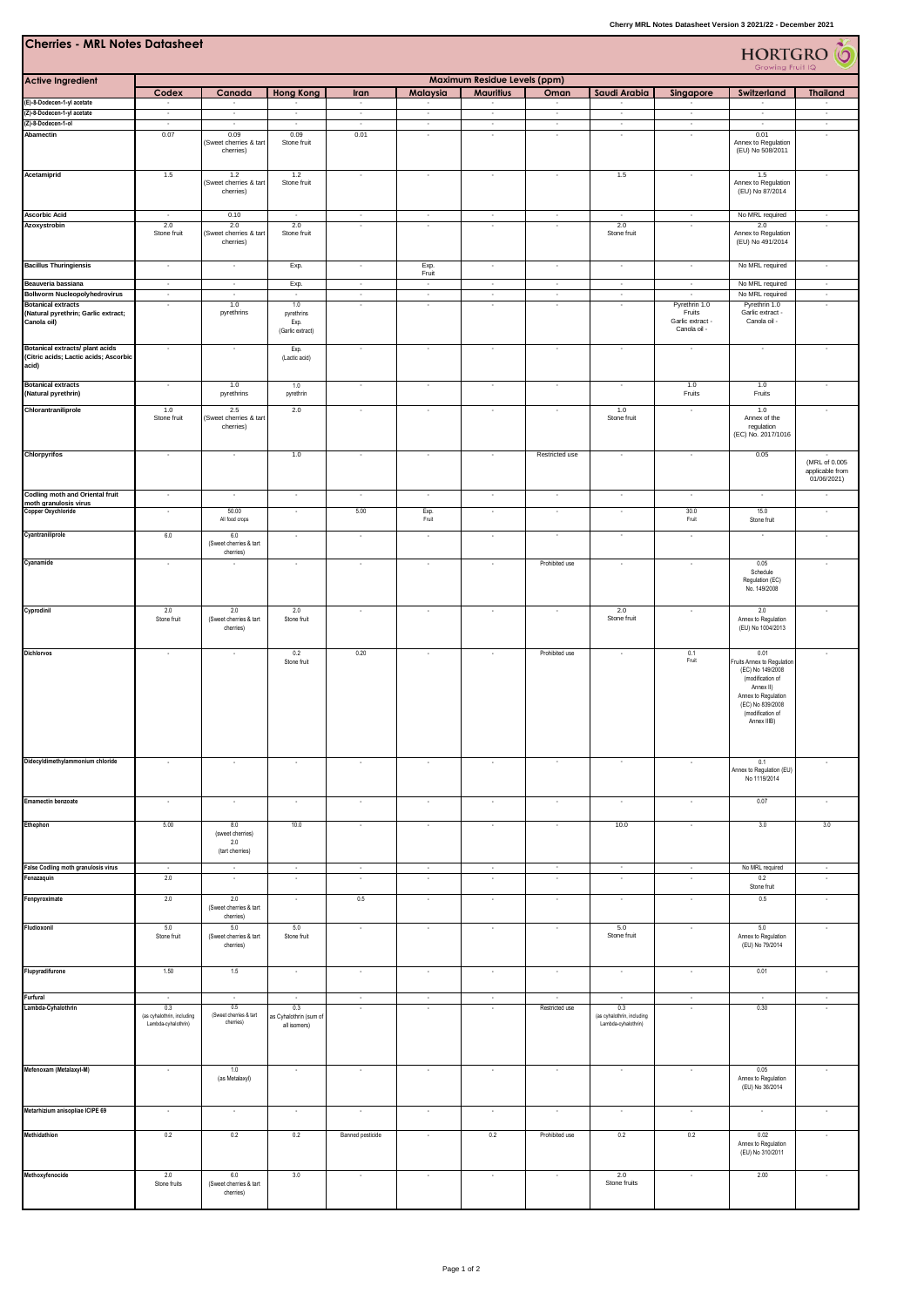# Cherries - MRL Notes Datasheet

HORTGRO Growing Fruit IQ

| Active Ingredient | Maximum Residue Levels (ppm) | | | | | | | | | | |
|---|---|---|---|---|---|---|---|---|---|---|---|
| | Codex | Canada | Hong Kong | Iran | Malaysia | Mauritius | Oman | Saudi Arabia | Singapore | Switzerland | Thailand |
| (E)-8-Dodecen-1-yl acetate | - | - | - | - | - | - | - | - | - | - | - |
| (Z)-8-Dodecen-1-yl acetate | - | - | - | - | - | - | - | - | - | - | - |
| (Z)-8-Dodecen-1-ol | - | - | - | - | - | - | - | - | - | - | - |
| Abamectin | 0.07 | 0.09 (Sweet cherries & tart cherries) | 0.09 Stone fruit | 0.01 | - | - | - | - | - | 0.01 Annex to Regulation (EU) No 508/2011 | - |
| Acetamiprid | 1.5 | 1.2 (Sweet cherries & tart cherries) | 1.2 Stone fruit | - | - | - | - | 1.5 | - | 1.5 Annex to Regulation (EU) No 87/2014 | - |
| Ascorbic Acid | - | 0.10 | - | - | - | - | - | - | - | No MRL required | - |
| Azoxystrobin | 2.0 Stone fruit | 2.0 (Sweet cherries & tart cherries) | 2.0 Stone fruit | - | - | - | - | 2.0 Stone fruit | - | 2.0 Annex to Regulation (EU) No 491/2014 | - |
| Bacillus Thuringiensis | - | - | Exp. | - | Exp. Fruit | - | - | - | - | No MRL required | - |
| Beauveria bassiana | - | - | Exp. | - | - | - | - | - | - | No MRL required | - |
| Bollworm Nucleopolyhedrovirus | - | - | - | - | - | - | - | - | - | No MRL required | - |
| Botanical extracts (Natural pyrethrin; Garlic extract; Canola oil) | - | 1.0 pyrethrins | 1.0 pyrethrins Exp. (Garlic extract) | - | - | - | - | - | Pyrethrin 1.0 Fruits Garlic extract - Canola oil - | Pyrethrin 1.0 Garlic extract - Canola oil - | - |
| Botanical extracts/ plant acids (Citric acids; Lactic acids; Ascorbic acid) | - | - | Exp. (Lactic acid) | - | - | - | - | - | - | - | - |
| Botanical extracts (Natural pyrethrin) | - | 1.0 pyrethrins | 1.0 pyrethrin | - | - | - | - | - | 1.0 Fruits | 1.0 Fruits | - |
| Chlorantraniliprole | 1.0 Stone fruit | 2.5 (Sweet cherries & tart cherries) | 2.0 | - | - | - | - | 1.0 Stone fruit | - | 1.0 Annex of the regulation (EC) No. 2017/1016 | - |
| Chlorpyrifos | - | - | 1.0 | - | - | - | Restricted use | - | - | 0.05 | - (MRL of 0.005 applicable from 01/06/2021) |
| Codling moth and Oriental fruit moth granulosis virus | - | - | - | - | - | - | - | - | - | - | - |
| Copper Oxychloride | - | 50.00 All food crops | - | 5.00 | Exp. Fruit | - | - | - | 30.0 Fruit | 15.0 Stone fruit | - |
| Cyantraniliprole | 6.0 | 6.0 (Sweet cherries & tart cherries) | - | - | - | - | - | - | - | - | - |
| Cyanamide | - | - | - | - | - | - | Prohibited use | - | - | 0.05 Schedule Regulation (EC) No. 149/2008 | - |
| Cyprodinil | 2.0 Stone fruit | 2.0 (Sweet cherries & tart cherries) | 2.0 Stone fruit | - | - | - | - | 2.0 Stone fruit | - | 2.0 Annex to Regulation (EU) No 1004/2013 | - |
| Dichlorvos | - | - | 0.2 Stone fruit | 0.20 | - | - | Prohibited use | - | 0.1 Fruit | 0.01 Fruits Annex to Regulation (EC) No 149/2008 (modification of Annex II) Annex to Regulation (EC) No 839/2008 (modification of Annex IIIB) | - |
| Didecyldimethylammonium chloride | - | - | - | - | - | - | - | - | - | 0.1 Annex to Regulation (EU) No 1119/2014 | - |
| Emamectin benzoate | - | - | - | - | - | - | - | - | - | 0.07 | - |
| Ethephon | 5.00 | 8.0 (sweet cherries) 2.0 (tart cherries) | 10.0 | - | - | - | - | 10.0 | - | 3.0 | 3.0 |
| False Codling moth granulosis virus | - | - | - | - | - | - | - | - | - | No MRL required | - |
| Fenazaquin | 2.0 | - | - | - | - | - | - | - | - | 0.2 Stone fruit | - |
| Fenpyroximate | 2.0 | 2.0 (Sweet cherries & tart cherries) | - | 0.5 | - | - | - | - | - | 0.5 | - |
| Fludioxonil | 5.0 Stone fruit | 5.0 (Sweet cherries & tart cherries) | 5.0 Stone fruit | - | - | - | - | 5.0 Stone fruit | - | 5.0 Annex to Regulation (EU) No 79/2014 | - |
| Flupyradifurone | 1.50 | 1.5 | - | - | - | - | - | - | - | 0.01 | - |
| Furfural | - | - | - | - | - | - | - | - | - | - | - |
| Lambda-Cyhalothrin | 0.3 (as cyhalothrin, including Lambda-cyhalothrin) | 0.5 (Sweet cherries & tart cherries) | 0.3 as Cyhalothrin (sum of all isomers) | - | - | - | Restricted use | 0.3 (as cyhalothrin, including Lambda-cyhalothrin) | - | 0.30 | - |
| Mefenoxam (Metalaxyl-M) | - | 1.0 (as Metalaxyl) | - | - | - | - | - | - | - | 0.05 Annex to Regulation (EU) No 36/2014 | - |
| Metarhizium anisopliae ICIPE 69 | - | - | - | - | - | - | - | - | - | - | - |
| Methidathion | 0.2 | 0.2 | 0.2 | Banned pesticide | - | 0.2 | Prohibited use | 0.2 | 0.2 | 0.02 Annex to Regulation (EU) No 310/2011 | - |
| Methoxyfenocide | 2.0 Stone fruits | 6.0 (Sweet cherries & tart cherries) | 3.0 | - | - | - | - | 2.0 Stone fruits | - | 2.00 | - |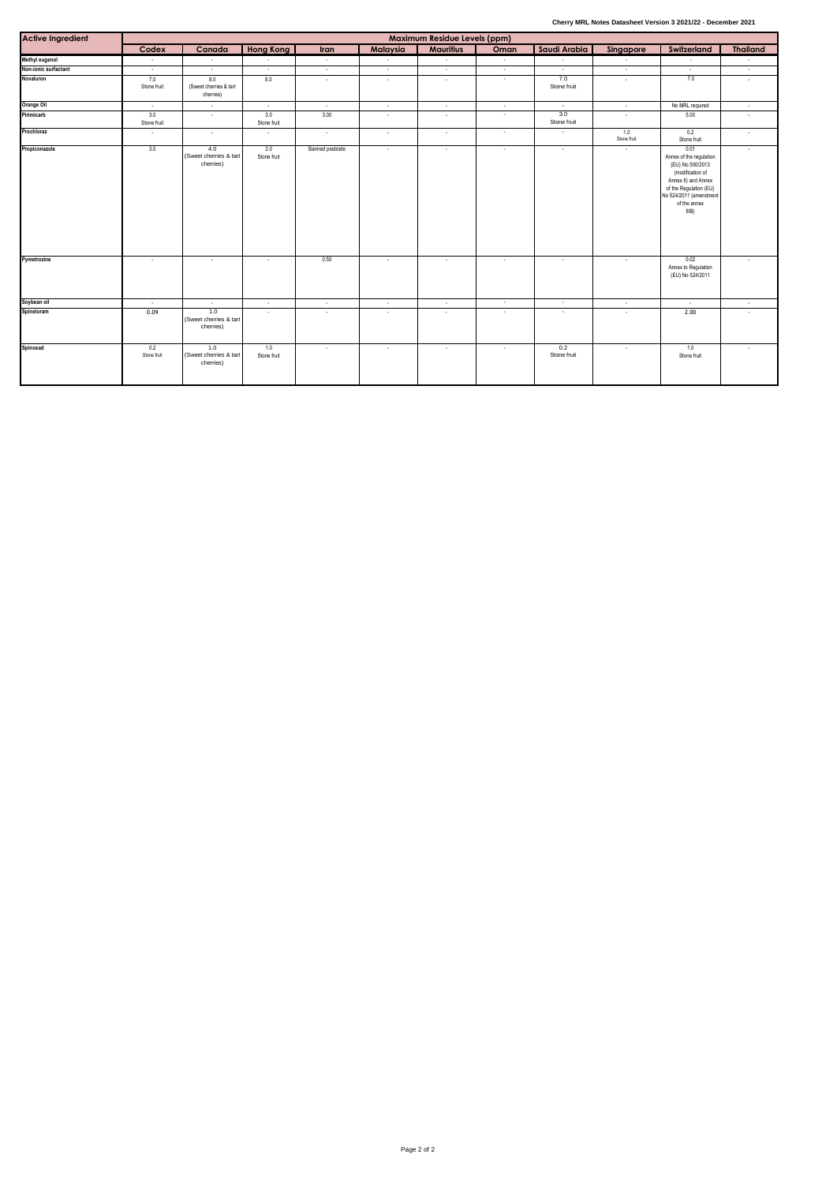| Active Ingredient | Maximum Residue Levels (ppm) | | | | | | | | | | |
|---|---|---|---|---|---|---|---|---|---|---|---|
| | Codex | Canada | Hong Kong | Iran | Malaysia | Mauritius | Oman | Saudi Arabia | Singapore | Switzerland | Thailand |
| Methyl eugenol | - | - | - | - | - | - | - | - | - | - | - |
| Non-ionic surfactant | - | - | - | - | - | - | - | - | - | - | - |
| Novaluron | 7.0 Stone fruit | 8.0 (Sweet cherries & tart cherries) | 8.0 | - | - | - | - | 7.0 Stone fruit | - | 7.0 | - |
| Orange Oil | - | - | - | - | - | - | - | - | - | No MRL required | - |
| Pirimicarb | 3.0 Stone fruit | - | 3.0 Stone fruit | 3.00 | - | - | - | 3.0 Stone fruit | - | 5.00 | - |
| Prochloraz | - | - | - | - | - | - | - | - | 1.0 Stone fruit | 0.2 Stone fruit | - |
| Propiconazole | 3.0 | 4.0 (Sweet cherries & tart cherries) | 2.0 Stone fruit | Banned pesticide | - | - | - | - | - | 0.01 Annex of the regulation (EU) No 500/2013 (modification of Annex II) and Annex of the Regulation (EU) No 524/2011 (amendment of the annex IIIB) | - |
| Pymetrozine | - | - | - | 0.50 | - | - | - | - | - | 0.02 Annex to Regulation (EU) No 524/2011 | - |
| Soybean oil | - | - | - | - | - | - | - | - | - | - | - |
| Spinetoram | 0.09 | 1.0 (Sweet cherries & tart cherries) | - | - | - | - | - | - | - | 2.00 | - |
| Spinosad | 0.2 Stone fruit | 1.0 (Sweet cherries & tart cherries) | 1.0 Stone fruit | - | - | - | - | 0.2 Stone fruit | - | 1.0 Stone fruit | - |